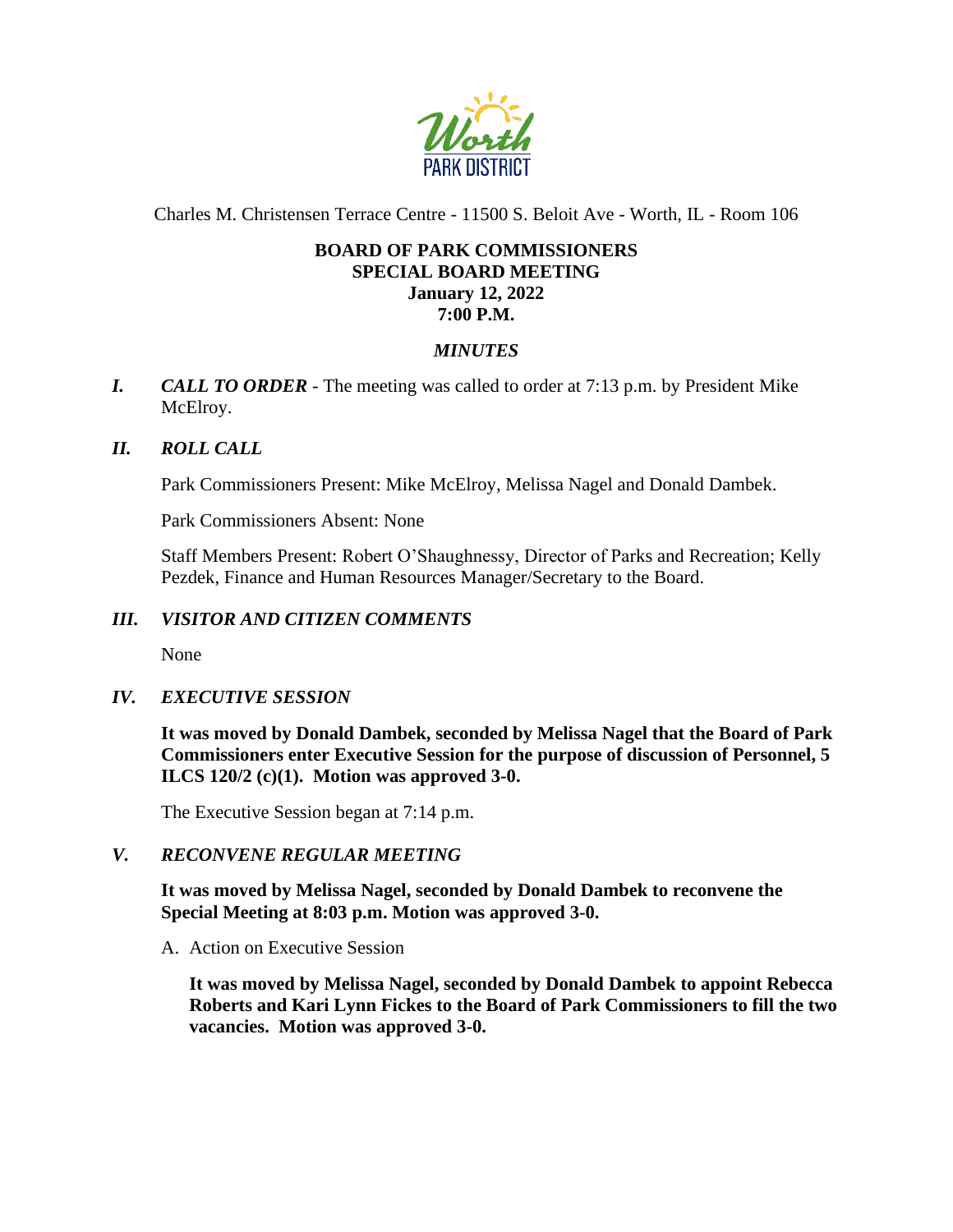Charles M. Christensen Terrace Centre - 11500 S. Beloit Ave - Worth, IL - Room 106

**BOARD OF PARK COMMISSIONERS**
**SPECIAL BOARD MEETING**
**January 12, 2022**
**7:00 P.M.**

***MINUTES***

***I. CALL TO ORDER*** - The meeting was called to order at 7:13 p.m. by President Mike McElroy.

***II. ROLL CALL***

Park Commissioners Present: Mike McElroy, Melissa Nagel and Donald Dambek.

Park Commissioners Absent: None

Staff Members Present: Robert O'Shaughnessy, Director of Parks and Recreation; Kelly Pezdek, Finance and Human Resources Manager/Secretary to the Board.

***III. VISITOR AND CITIZEN COMMENTS***

None

***IV. EXECUTIVE SESSION***

**It was moved by Donald Dambek, seconded by Melissa Nagel that the Board of Park Commissioners enter Executive Session for the purpose of discussion of Personnel, 5 ILCS 120/2 (c)(1). Motion was approved 3-0.**

The Executive Session began at 7:14 p.m.

***V. RECONVENE REGULAR MEETING***

**It was moved by Melissa Nagel, seconded by Donald Dambek to reconvene the Special Meeting at 8:03 p.m. Motion was approved 3-0.**

A. Action on Executive Session

**It was moved by Melissa Nagel, seconded by Donald Dambek to appoint Rebecca Roberts and Kari Lynn Fickes to the Board of Park Commissioners to fill the two vacancies. Motion was approved 3-0.**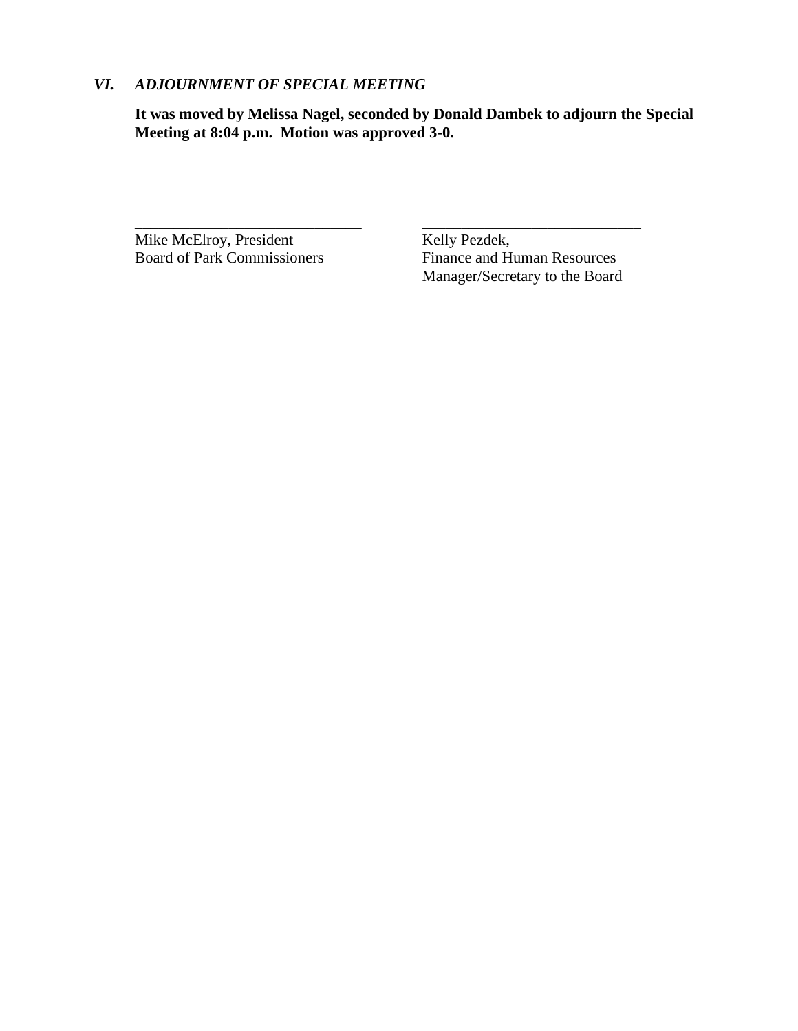### *VI. ADJOURNMENT OF SPECIAL MEETING*

**It was moved by Melissa Nagel, seconded by Donald Dambek to adjourn the Special Meeting at 8:04 p.m. Motion was approved 3-0.**

| | |
|---|---|
| \_\_\_\_\_\_\_\_\_\_\_\_\_\_\_\_\_\_\_\_\_\_\_\_\_\_\_\_\_\_ | \_\_\_\_\_\_\_\_\_\_\_\_\_\_\_\_\_\_\_\_\_\_\_\_\_\_\_\_\_\_ |
| Mike McElroy, President<br>Board of Park Commissioners | Kelly Pezdek,<br>Finance and Human Resources<br>Manager/Secretary to the Board |